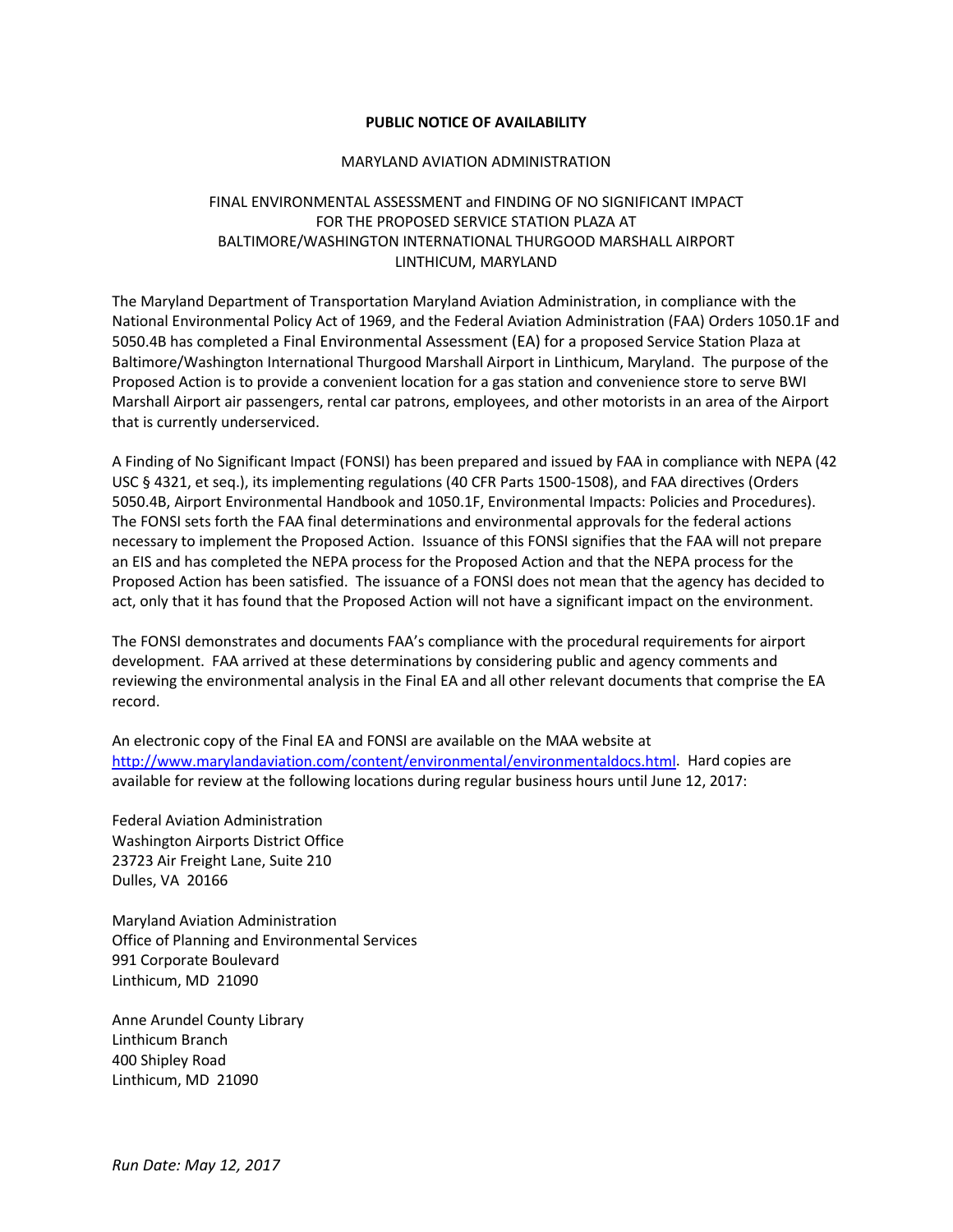**PUBLIC NOTICE OF AVAILABILITY**

MARYLAND AVIATION ADMINISTRATION

FINAL ENVIRONMENTAL ASSESSMENT and FINDING OF NO SIGNIFICANT IMPACT
FOR THE PROPOSED SERVICE STATION PLAZA AT
BALTIMORE/WASHINGTON INTERNATIONAL THURGOOD MARSHALL AIRPORT
LINTHICUM, MARYLAND

The Maryland Department of Transportation Maryland Aviation Administration, in compliance with the National Environmental Policy Act of 1969, and the Federal Aviation Administration (FAA) Orders 1050.1F and 5050.4B has completed a Final Environmental Assessment (EA) for a proposed Service Station Plaza at Baltimore/Washington International Thurgood Marshall Airport in Linthicum, Maryland. The purpose of the Proposed Action is to provide a convenient location for a gas station and convenience store to serve BWI Marshall Airport air passengers, rental car patrons, employees, and other motorists in an area of the Airport that is currently underserviced.

A Finding of No Significant Impact (FONSI) has been prepared and issued by FAA in compliance with NEPA (42 USC § 4321, et seq.), its implementing regulations (40 CFR Parts 1500-1508), and FAA directives (Orders 5050.4B, Airport Environmental Handbook and 1050.1F, Environmental Impacts: Policies and Procedures). The FONSI sets forth the FAA final determinations and environmental approvals for the federal actions necessary to implement the Proposed Action. Issuance of this FONSI signifies that the FAA will not prepare an EIS and has completed the NEPA process for the Proposed Action and that the NEPA process for the Proposed Action has been satisfied. The issuance of a FONSI does not mean that the agency has decided to act, only that it has found that the Proposed Action will not have a significant impact on the environment.

The FONSI demonstrates and documents FAA's compliance with the procedural requirements for airport development. FAA arrived at these determinations by considering public and agency comments and reviewing the environmental analysis in the Final EA and all other relevant documents that comprise the EA record.

An electronic copy of the Final EA and FONSI are available on the MAA website at http://www.marylandaviation.com/content/environmental/environmentaldocs.html. Hard copies are available for review at the following locations during regular business hours until June 12, 2017:

Federal Aviation Administration
Washington Airports District Office
23723 Air Freight Lane, Suite 210
Dulles, VA 20166

Maryland Aviation Administration
Office of Planning and Environmental Services
991 Corporate Boulevard
Linthicum, MD 21090

Anne Arundel County Library
Linthicum Branch
400 Shipley Road
Linthicum, MD 21090

*Run Date: May 12, 2017*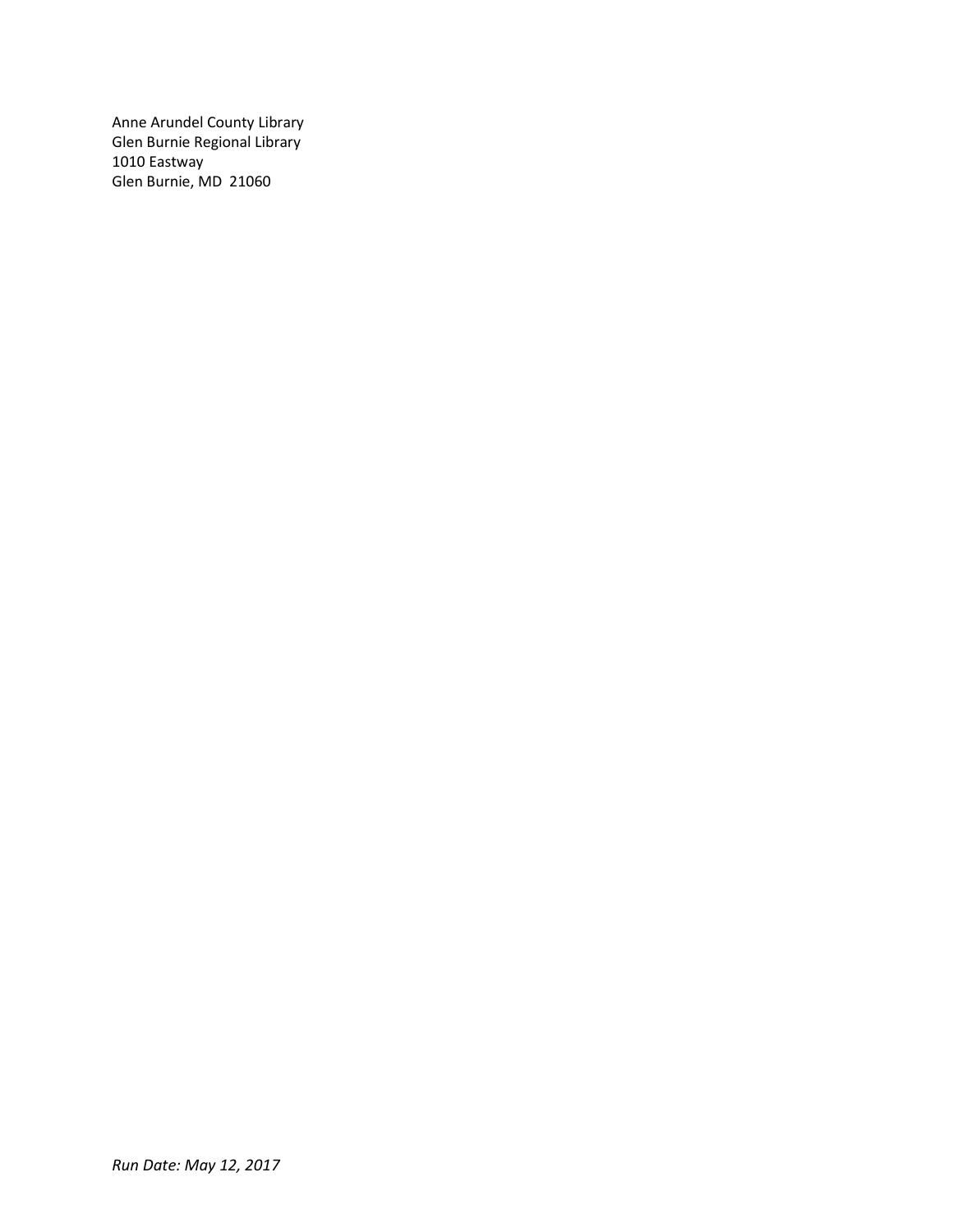Anne Arundel County Library
Glen Burnie Regional Library
1010 Eastway
Glen Burnie, MD  21060

*Run Date: May 12, 2017*